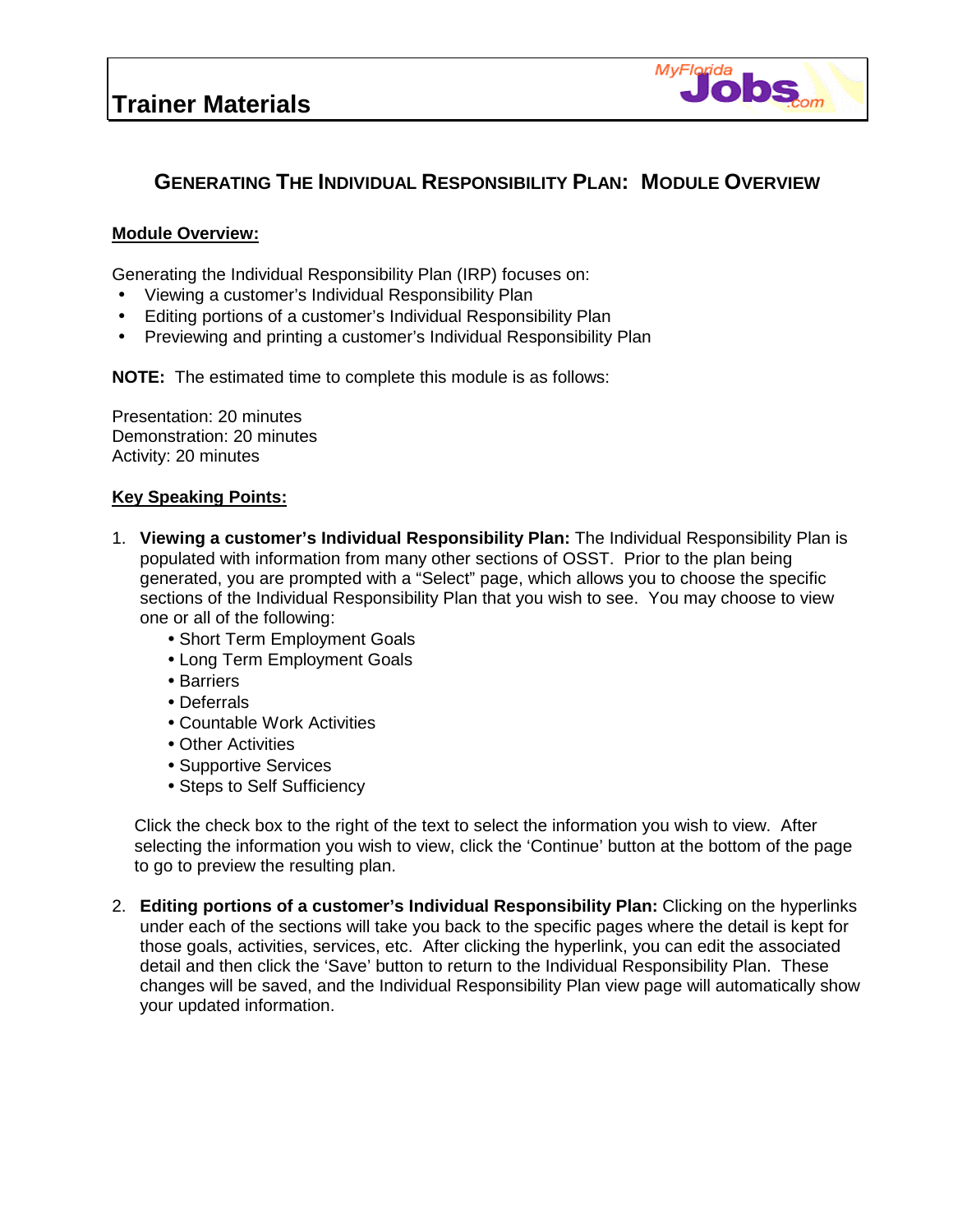# Trainer Materials

## Generating The Individual Responsibility Plan: Module Overview

**Module Overview:**

Generating the Individual Responsibility Plan (IRP) focuses on:

- Viewing a customer's Individual Responsibility Plan
- Editing portions of a customer's Individual Responsibility Plan
- Previewing and printing a customer's Individual Responsibility Plan

**NOTE:** The estimated time to complete this module is as follows:

Presentation: 20 minutes
Demonstration: 20 minutes
Activity: 20 minutes

**Key Speaking Points:**

1. **Viewing a customer's Individual Responsibility Plan:** The Individual Responsibility Plan is populated with information from many other sections of OSST. Prior to the plan being generated, you are prompted with a "Select" page, which allows you to choose the specific sections of the Individual Responsibility Plan that you wish to see. You may choose to view one or all of the following:
   - Short Term Employment Goals
   - Long Term Employment Goals
   - Barriers
   - Deferrals
   - Countable Work Activities
   - Other Activities
   - Supportive Services
   - Steps to Self Sufficiency

   Click the check box to the right of the text to select the information you wish to view. After selecting the information you wish to view, click the 'Continue' button at the bottom of the page to go to preview the resulting plan.

2. **Editing portions of a customer's Individual Responsibility Plan:** Clicking on the hyperlinks under each of the sections will take you back to the specific pages where the detail is kept for those goals, activities, services, etc. After clicking the hyperlink, you can edit the associated detail and then click the 'Save' button to return to the Individual Responsibility Plan. These changes will be saved, and the Individual Responsibility Plan view page will automatically show your updated information.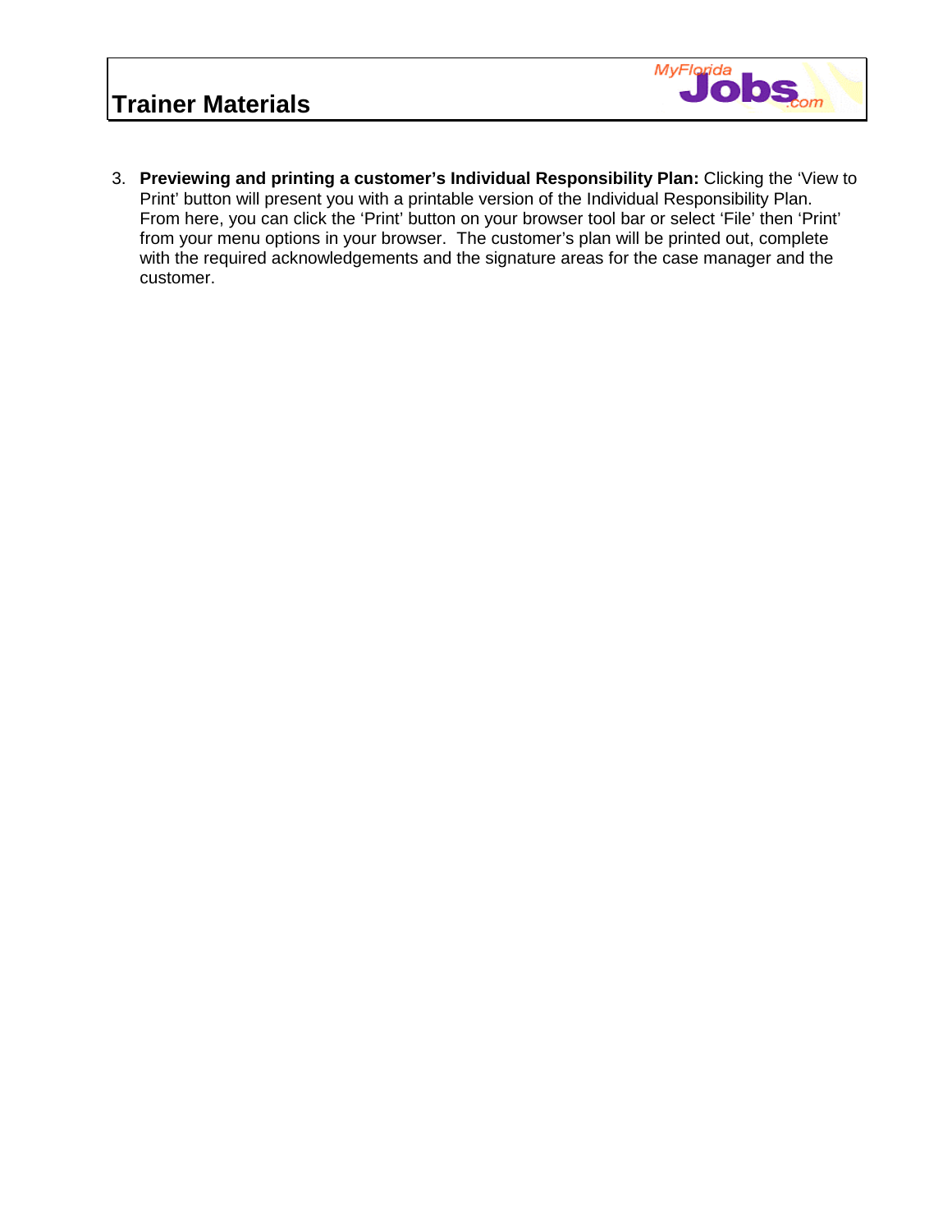3. **Previewing and printing a customer's Individual Responsibility Plan:** Clicking the 'View to Print' button will present you with a printable version of the Individual Responsibility Plan. From here, you can click the 'Print' button on your browser tool bar or select 'File' then 'Print' from your menu options in your browser. The customer's plan will be printed out, complete with the required acknowledgements and the signature areas for the case manager and the customer.